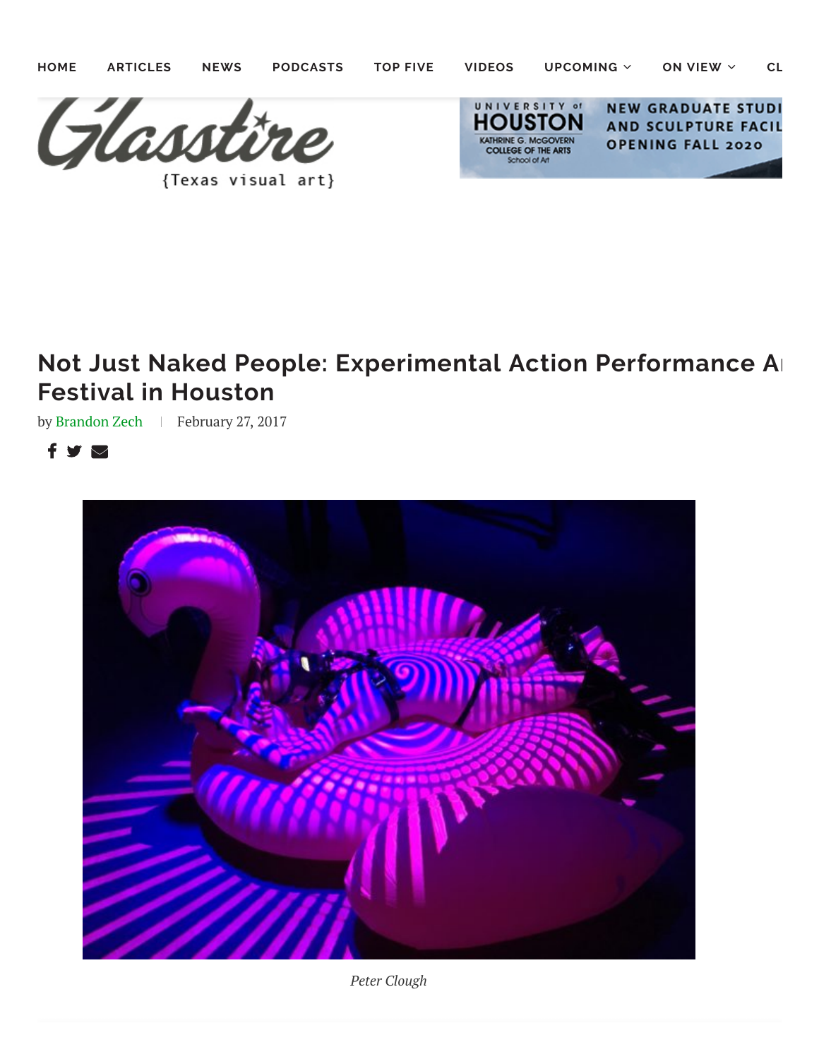HOME ARTICLES NEWS PODCASTS TOP FIVE VIDEOS UPCOMING ON VIEW CL

Glasstire
{Texas visual art}

# Not Just Naked People: Experimental Action Performance Art Festival in Houston

by Brandon Zech | February 27, 2017

*Peter Clough*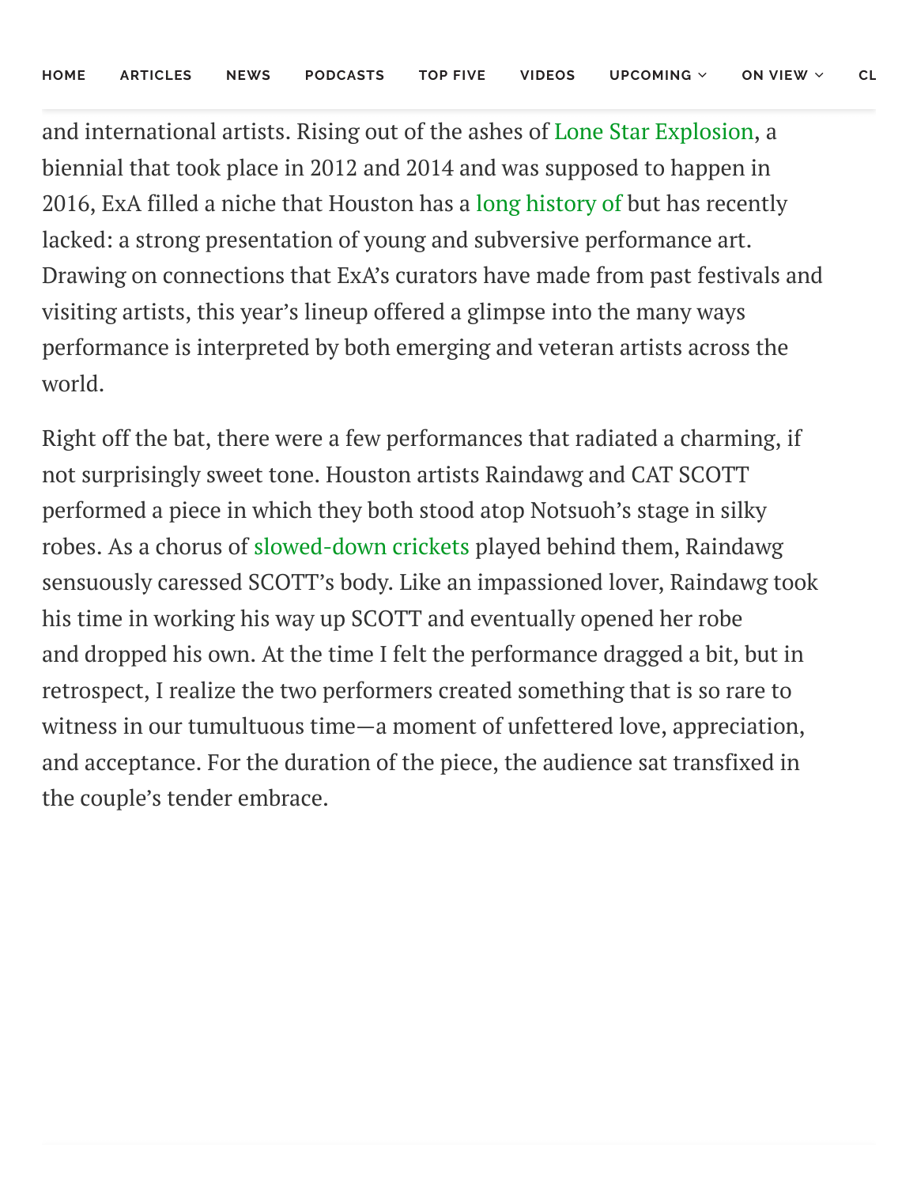and international artists. Rising out of the ashes of Lone Star Explosion, a biennial that took place in 2012 and 2014 and was supposed to happen in 2016, ExA filled a niche that Houston has a long history of but has recently lacked: a strong presentation of young and subversive performance art. Drawing on connections that ExA's curators have made from past festivals and visiting artists, this year's lineup offered a glimpse into the many ways performance is interpreted by both emerging and veteran artists across the world.

Right off the bat, there were a few performances that radiated a charming, if not surprisingly sweet tone. Houston artists Raindawg and CAT SCOTT performed a piece in which they both stood atop Notsuoh's stage in silky robes. As a chorus of slowed-down crickets played behind them, Raindawg sensuously caressed SCOTT's body. Like an impassioned lover, Raindawg took his time in working his way up SCOTT and eventually opened her robe and dropped his own. At the time I felt the performance dragged a bit, but in retrospect, I realize the two performers created something that is so rare to witness in our tumultuous time—a moment of unfettered love, appreciation, and acceptance. For the duration of the piece, the audience sat transfixed in the couple's tender embrace.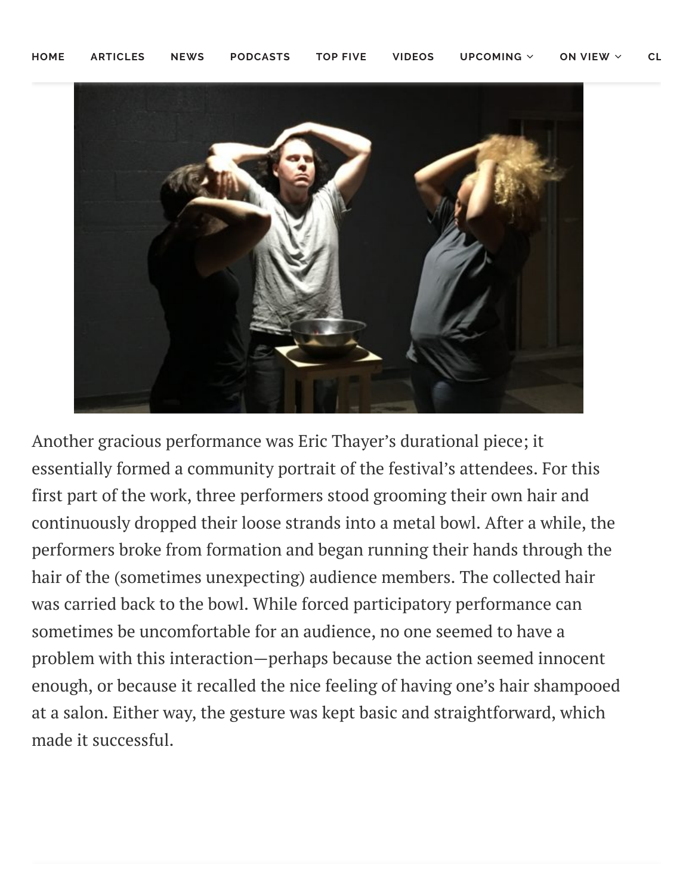Another gracious performance was Eric Thayer's durational piece; it essentially formed a community portrait of the festival's attendees. For this first part of the work, three performers stood grooming their own hair and continuously dropped their loose strands into a metal bowl. After a while, the performers broke from formation and began running their hands through the hair of the (sometimes unexpecting) audience members. The collected hair was carried back to the bowl. While forced participatory performance can sometimes be uncomfortable for an audience, no one seemed to have a problem with this interaction—perhaps because the action seemed innocent enough, or because it recalled the nice feeling of having one's hair shampooed at a salon. Either way, the gesture was kept basic and straightforward, which made it successful.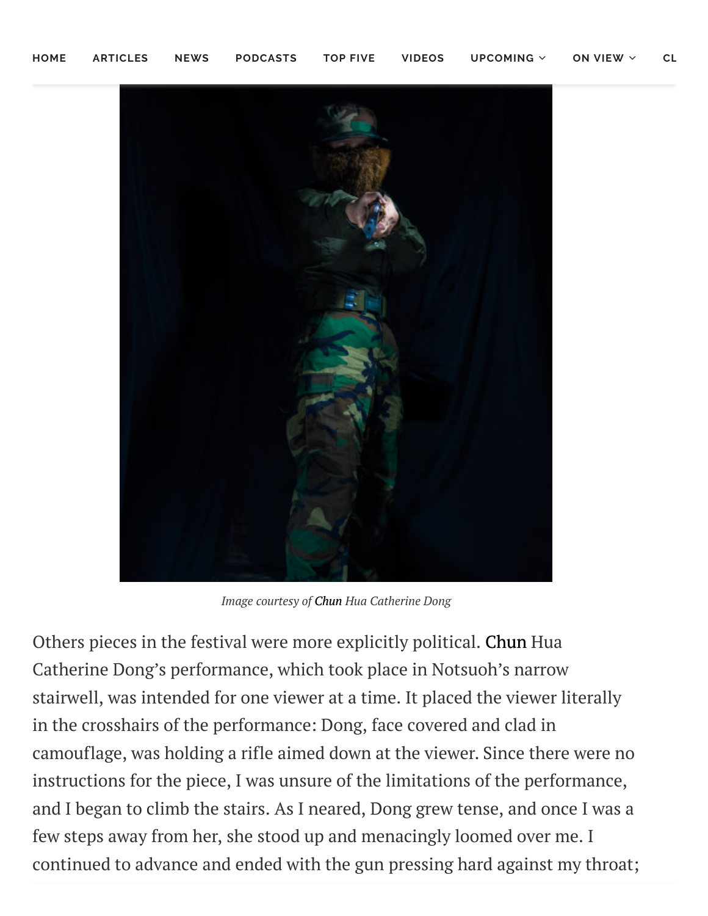*Image courtesy of Chun Hua Catherine Dong*

Others pieces in the festival were more explicitly political. Chun Hua Catherine Dong's performance, which took place in Notsuoh's narrow stairwell, was intended for one viewer at a time. It placed the viewer literally in the crosshairs of the performance: Dong, face covered and clad in camouflage, was holding a rifle aimed down at the viewer. Since there were no instructions for the piece, I was unsure of the limitations of the performance, and I began to climb the stairs. As I neared, Dong grew tense, and once I was a few steps away from her, she stood up and menacingly loomed over me. I continued to advance and ended with the gun pressing hard against my throat;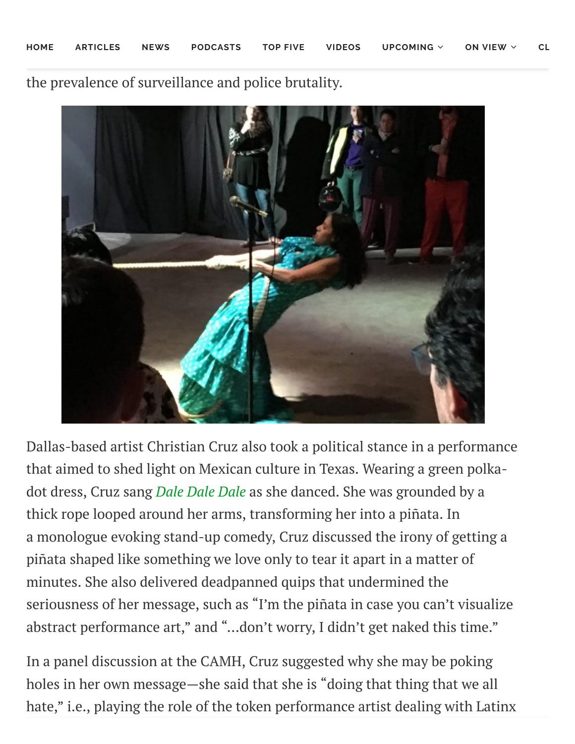the prevalence of surveillance and police brutality.

Dallas-based artist Christian Cruz also took a political stance in a performance that aimed to shed light on Mexican culture in Texas. Wearing a green polka-dot dress, Cruz sang *Dale Dale Dale* as she danced. She was grounded by a thick rope looped around her arms, transforming her into a piñata. In a monologue evoking stand-up comedy, Cruz discussed the irony of getting a piñata shaped like something we love only to tear it apart in a matter of minutes. She also delivered deadpanned quips that undermined the seriousness of her message, such as "I'm the piñata in case you can't visualize abstract performance art," and "...don't worry, I didn't get naked this time."

In a panel discussion at the CAMH, Cruz suggested why she may be poking holes in her own message—she said that she is "doing that thing that we all hate," i.e., playing the role of the token performance artist dealing with Latinx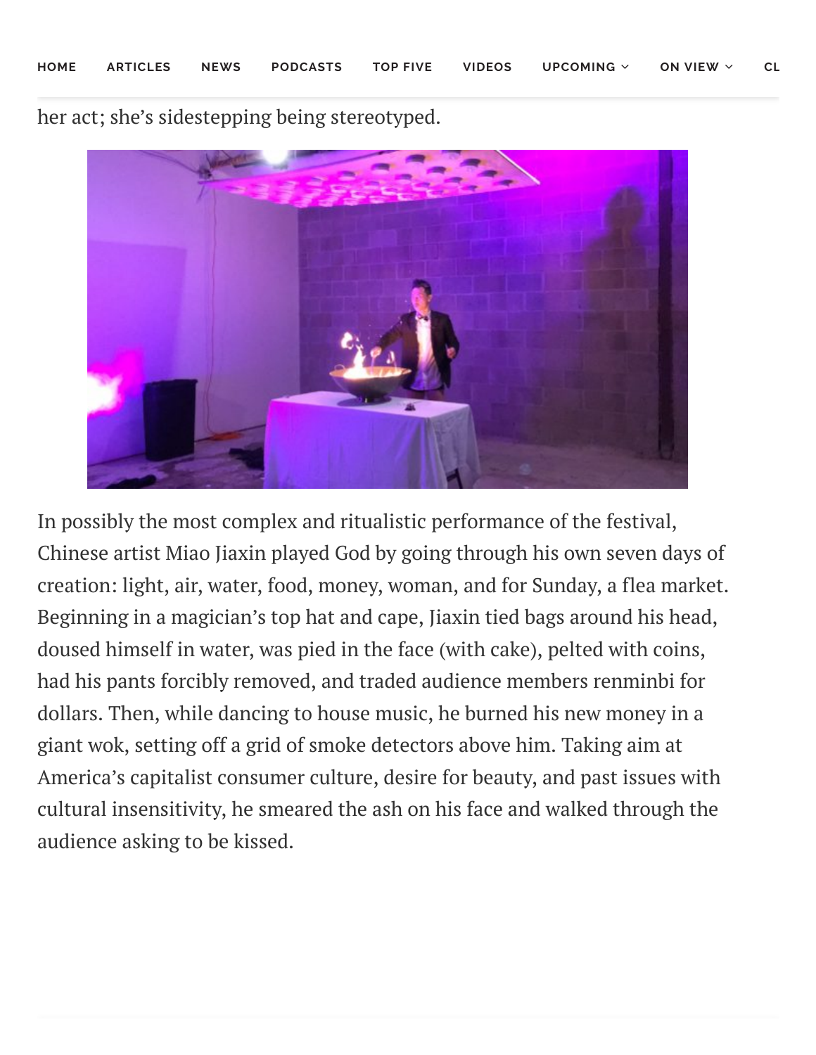her act; she's sidestepping being stereotyped.

In possibly the most complex and ritualistic performance of the festival, Chinese artist Miao Jiaxin played God by going through his own seven days of creation: light, air, water, food, money, woman, and for Sunday, a flea market. Beginning in a magician's top hat and cape, Jiaxin tied bags around his head, doused himself in water, was pied in the face (with cake), pelted with coins, had his pants forcibly removed, and traded audience members renminbi for dollars. Then, while dancing to house music, he burned his new money in a giant wok, setting off a grid of smoke detectors above him. Taking aim at America's capitalist consumer culture, desire for beauty, and past issues with cultural insensitivity, he smeared the ash on his face and walked through the audience asking to be kissed.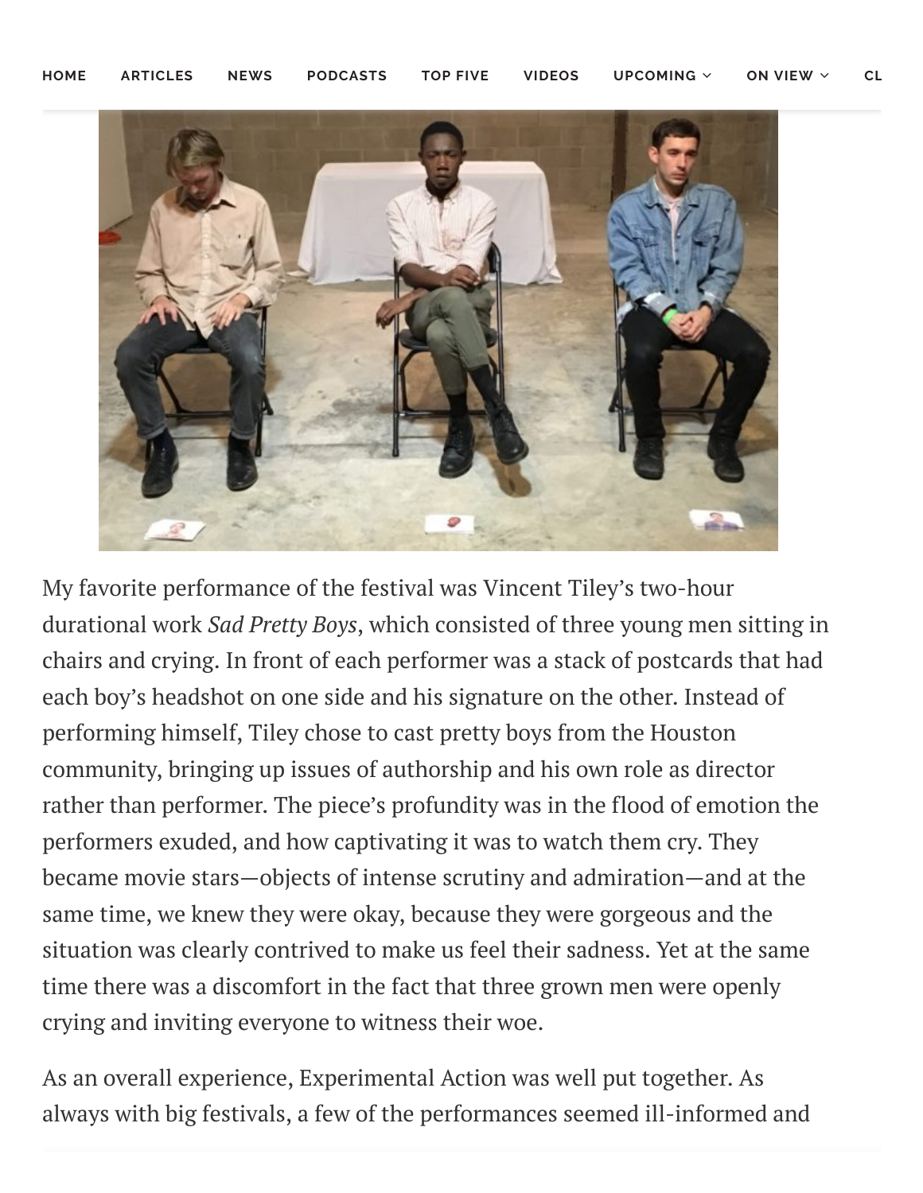My favorite performance of the festival was Vincent Tiley's two-hour durational work *Sad Pretty Boys*, which consisted of three young men sitting in chairs and crying. In front of each performer was a stack of postcards that had each boy's headshot on one side and his signature on the other. Instead of performing himself, Tiley chose to cast pretty boys from the Houston community, bringing up issues of authorship and his own role as director rather than performer. The piece's profundity was in the flood of emotion the performers exuded, and how captivating it was to watch them cry. They became movie stars—objects of intense scrutiny and admiration—and at the same time, we knew they were okay, because they were gorgeous and the situation was clearly contrived to make us feel their sadness. Yet at the same time there was a discomfort in the fact that three grown men were openly crying and inviting everyone to witness their woe.

As an overall experience, Experimental Action was well put together. As always with big festivals, a few of the performances seemed ill-informed and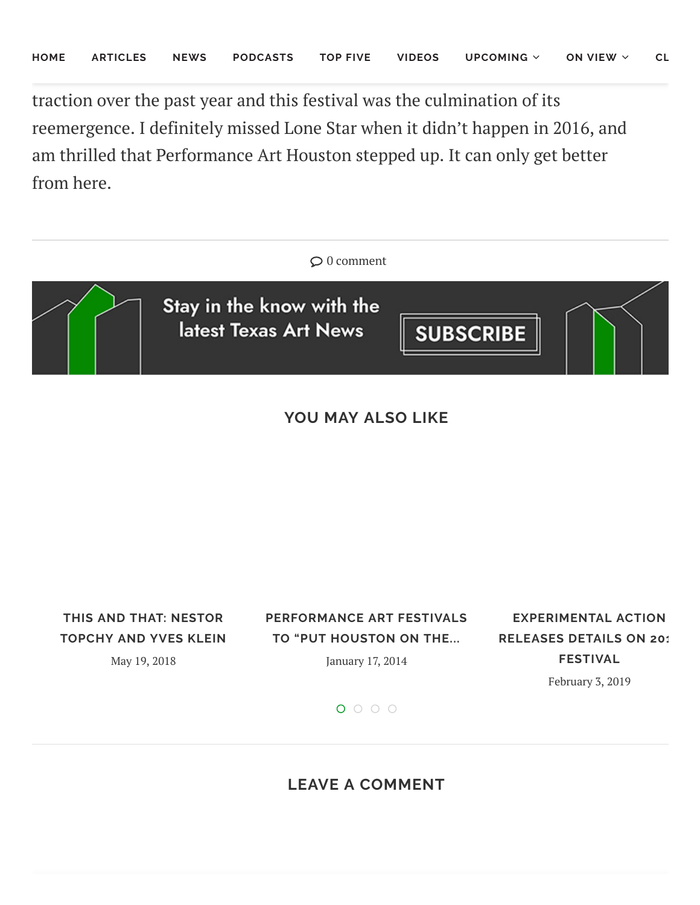HOME ARTICLES NEWS PODCASTS TOP FIVE VIDEOS UPCOMING ON VIEW CL

traction over the past year and this festival was the culmination of its reemergence. I definitely missed Lone Star when it didn't happen in 2016, and am thrilled that Performance Art Houston stepped up. It can only get better from here.

0 comment

Stay in the know with the latest Texas Art News

SUBSCRIBE

## YOU MAY ALSO LIKE

**THIS AND THAT: NESTOR TOPCHY AND YVES KLEIN**
May 19, 2018

**PERFORMANCE ART FESTIVALS TO "PUT HOUSTON ON THE...**
January 17, 2014

**EXPERIMENTAL ACTION RELEASES DETAILS ON 201 FESTIVAL**
February 3, 2019

## LEAVE A COMMENT